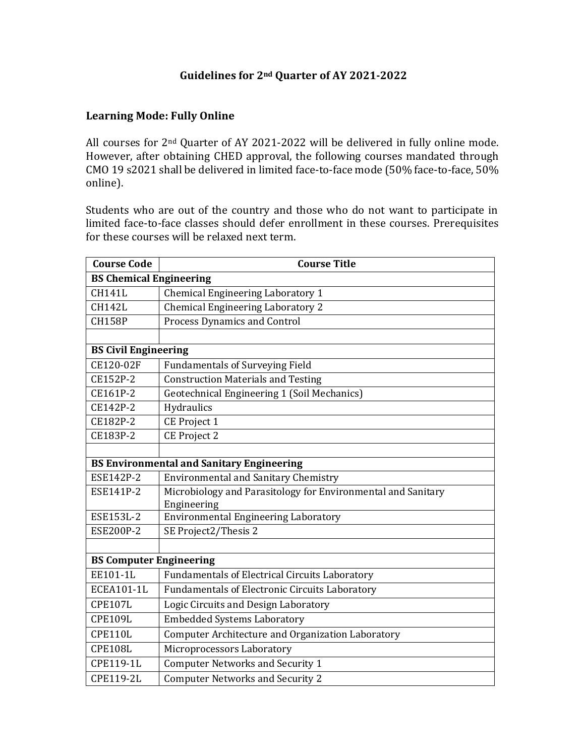## Guidelines for 2nd Quarter of AY 2021-2022

### Learning Mode: Fully Online

All courses for 2nd Quarter of AY 2021-2022 will be delivered in fully online mode. However, after obtaining CHED approval, the following courses mandated through CMO 19 s2021 shall be delivered in limited face-to-face mode (50% face-to-face, 50% online).

Students who are out of the country and those who do not want to participate in limited face-to-face classes should defer enrollment in these courses. Prerequisites for these courses will be relaxed next term.

| Course Code | Course Title |
|---|---|
| **BS Chemical Engineering** | |
| CH141L | Chemical Engineering Laboratory 1 |
| CH142L | Chemical Engineering Laboratory 2 |
| CH158P | Process Dynamics and Control |
| | |
| **BS Civil Engineering** | |
| CE120-02F | Fundamentals of Surveying Field |
| CE152P-2 | Construction Materials and Testing |
| CE161P-2 | Geotechnical Engineering 1 (Soil Mechanics) |
| CE142P-2 | Hydraulics |
| CE182P-2 | CE Project 1 |
| CE183P-2 | CE Project 2 |
| | |
| **BS Environmental and Sanitary Engineering** | |
| ESE142P-2 | Environmental and Sanitary Chemistry |
| ESE141P-2 | Microbiology and Parasitology for Environmental and Sanitary Engineering |
| ESE153L-2 | Environmental Engineering Laboratory |
| ESE200P-2 | SE Project2/Thesis 2 |
| | |
| **BS Computer Engineering** | |
| EE101-1L | Fundamentals of Electrical Circuits Laboratory |
| ECEA101-1L | Fundamentals of Electronic Circuits Laboratory |
| CPE107L | Logic Circuits and Design Laboratory |
| CPE109L | Embedded Systems Laboratory |
| CPE110L | Computer Architecture and Organization Laboratory |
| CPE108L | Microprocessors Laboratory |
| CPE119-1L | Computer Networks and Security 1 |
| CPE119-2L | Computer Networks and Security 2 |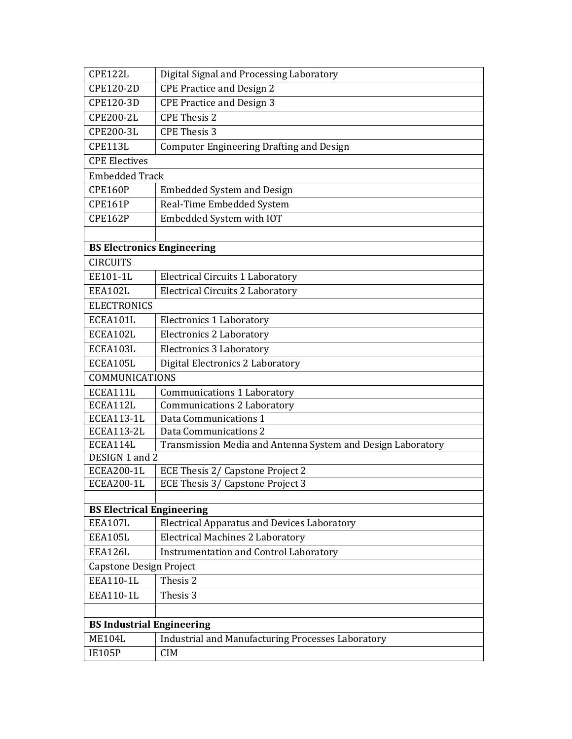| | |
|---|---|
| CPE122L | Digital Signal and Processing Laboratory |
| CPE120-2D | CPE Practice and Design 2 |
| CPE120-3D | CPE Practice and Design 3 |
| CPE200-2L | CPE Thesis 2 |
| CPE200-3L | CPE Thesis 3 |
| CPE113L | Computer Engineering Drafting and Design |
| CPE Electives | |
| Embedded Track | |
| CPE160P | Embedded System and Design |
| CPE161P | Real-Time Embedded System |
| CPE162P | Embedded System with IOT |
| | |
| **BS Electronics Engineering** | |
| CIRCUITS | |
| EE101-1L | Electrical Circuits 1 Laboratory |
| EEA102L | Electrical Circuits 2 Laboratory |
| ELECTRONICS | |
| ECEA101L | Electronics 1 Laboratory |
| ECEA102L | Electronics 2 Laboratory |
| ECEA103L | Electronics 3 Laboratory |
| ECEA105L | Digital Electronics 2 Laboratory |
| COMMUNICATIONS | |
| ECEA111L | Communications 1 Laboratory |
| ECEA112L | Communications 2 Laboratory |
| ECEA113-1L | Data Communications 1 |
| ECEA113-2L | Data Communications 2 |
| ECEA114L | Transmission Media and Antenna System and Design Laboratory |
| DESIGN 1 and 2 | |
| ECEA200-1L | ECE Thesis 2/ Capstone Project 2 |
| ECEA200-1L | ECE Thesis 3/ Capstone Project 3 |
| | |
| **BS Electrical Engineering** | |
| EEA107L | Electrical Apparatus and Devices Laboratory |
| EEA105L | Electrical Machines 2 Laboratory |
| EEA126L | Instrumentation and Control Laboratory |
| Capstone Design Project | |
| EEA110-1L | Thesis 2 |
| EEA110-1L | Thesis 3 |
| | |
| **BS Industrial Engineering** | |
| ME104L | Industrial and Manufacturing Processes Laboratory |
| IE105P | CIM |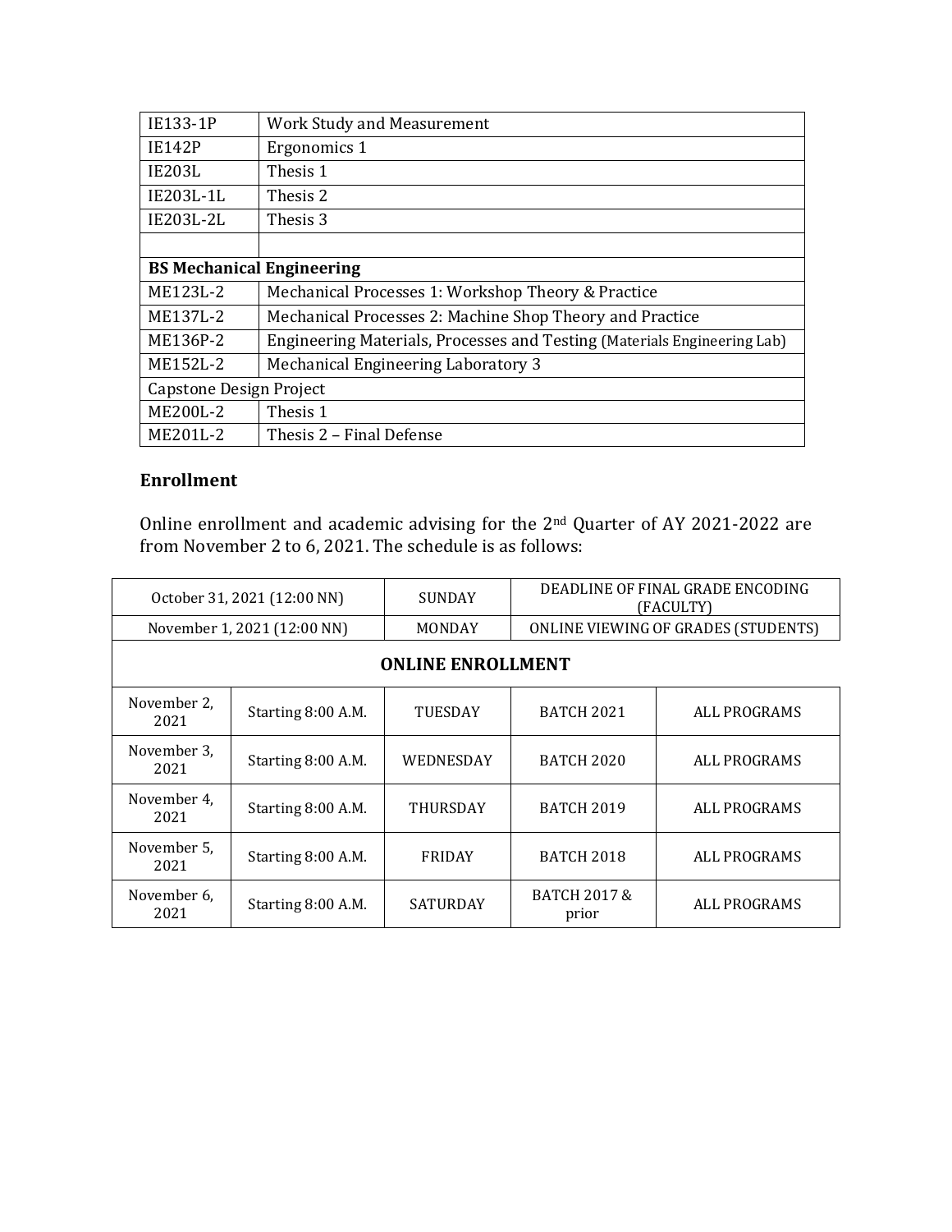| IE133-1P | Work Study and Measurement |
|---|---|
| IE142P | Ergonomics 1 |
| IE203L | Thesis 1 |
| IE203L-1L | Thesis 2 |
| IE203L-2L | Thesis 3 |
| | |
| **BS Mechanical Engineering** | |
| ME123L-2 | Mechanical Processes 1: Workshop Theory & Practice |
| ME137L-2 | Mechanical Processes 2: Machine Shop Theory and Practice |
| ME136P-2 | Engineering Materials, Processes and Testing (Materials Engineering Lab) |
| ME152L-2 | Mechanical Engineering Laboratory 3 |
| Capstone Design Project | |
| ME200L-2 | Thesis 1 |
| ME201L-2 | Thesis 2 – Final Defense |

### Enrollment

Online enrollment and academic advising for the 2nd Quarter of AY 2021-2022 are from November 2 to 6, 2021. The schedule is as follows:

| October 31, 2021 (12:00 NN) | | SUNDAY | DEADLINE OF FINAL GRADE ENCODING (FACULTY) | |
|---|---|---|---|---|
| November 1, 2021 (12:00 NN) | | MONDAY | ONLINE VIEWING OF GRADES (STUDENTS) | |
| **ONLINE ENROLLMENT** | | | | |
| November 2, 2021 | Starting 8:00 A.M. | TUESDAY | BATCH 2021 | ALL PROGRAMS |
| November 3, 2021 | Starting 8:00 A.M. | WEDNESDAY | BATCH 2020 | ALL PROGRAMS |
| November 4, 2021 | Starting 8:00 A.M. | THURSDAY | BATCH 2019 | ALL PROGRAMS |
| November 5, 2021 | Starting 8:00 A.M. | FRIDAY | BATCH 2018 | ALL PROGRAMS |
| November 6, 2021 | Starting 8:00 A.M. | SATURDAY | BATCH 2017 & prior | ALL PROGRAMS |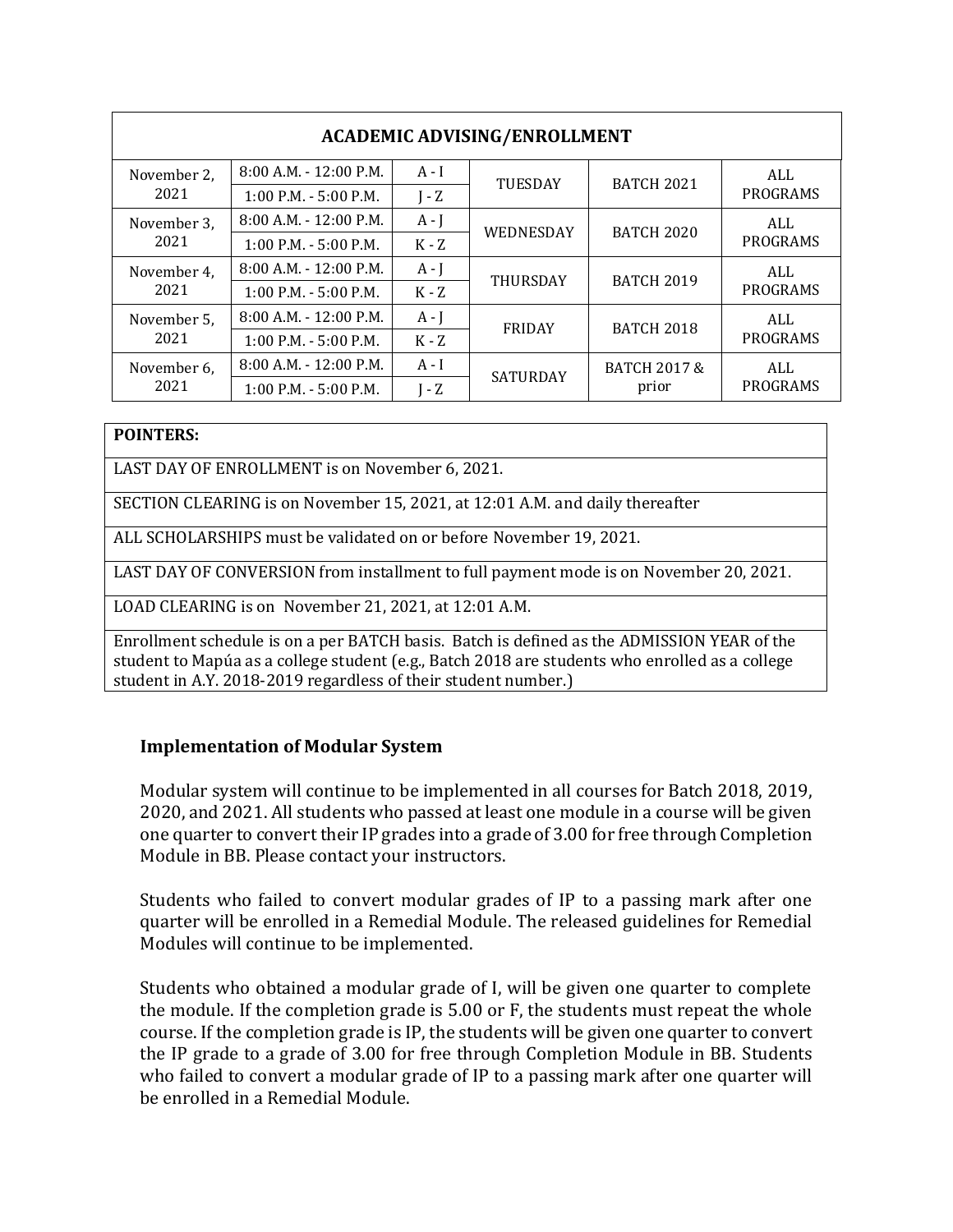| ACADEMIC ADVISING/ENROLLMENT | | | | | |
|---|---|---|---|---|---|
| November 2, 2021 | 8:00 A.M. - 12:00 P.M. | A - I | TUESDAY | BATCH 2021 | ALL PROGRAMS |
| | 1:00 P.M. - 5:00 P.M. | J - Z | | | |
| November 3, 2021 | 8:00 A.M. - 12:00 P.M. | A - J | WEDNESDAY | BATCH 2020 | ALL PROGRAMS |
| | 1:00 P.M. - 5:00 P.M. | K - Z | | | |
| November 4, 2021 | 8:00 A.M. - 12:00 P.M. | A - J | THURSDAY | BATCH 2019 | ALL PROGRAMS |
| | 1:00 P.M. - 5:00 P.M. | K - Z | | | |
| November 5, 2021 | 8:00 A.M. - 12:00 P.M. | A - J | FRIDAY | BATCH 2018 | ALL PROGRAMS |
| | 1:00 P.M. - 5:00 P.M. | K - Z | | | |
| November 6, 2021 | 8:00 A.M. - 12:00 P.M. | A - I | SATURDAY | BATCH 2017 & prior | ALL PROGRAMS |
| | 1:00 P.M. - 5:00 P.M. | J - Z | | | |

| POINTERS: |
|---|
| LAST DAY OF ENROLLMENT is on November 6, 2021. |
| SECTION CLEARING is on November 15, 2021, at 12:01 A.M. and daily thereafter |
| ALL SCHOLARSHIPS must be validated on or before November 19, 2021. |
| LAST DAY OF CONVERSION from installment to full payment mode is on November 20, 2021. |
| LOAD CLEARING is on November 21, 2021, at 12:01 A.M. |
| Enrollment schedule is on a per BATCH basis. Batch is defined as the ADMISSION YEAR of the student to Mapúa as a college student (e.g., Batch 2018 are students who enrolled as a college student in A.Y. 2018-2019 regardless of their student number.) |

**Implementation of Modular System**

Modular system will continue to be implemented in all courses for Batch 2018, 2019, 2020, and 2021. All students who passed at least one module in a course will be given one quarter to convert their IP grades into a grade of 3.00 for free through Completion Module in BB. Please contact your instructors.

Students who failed to convert modular grades of IP to a passing mark after one quarter will be enrolled in a Remedial Module. The released guidelines for Remedial Modules will continue to be implemented.

Students who obtained a modular grade of I, will be given one quarter to complete the module. If the completion grade is 5.00 or F, the students must repeat the whole course. If the completion grade is IP, the students will be given one quarter to convert the IP grade to a grade of 3.00 for free through Completion Module in BB. Students who failed to convert a modular grade of IP to a passing mark after one quarter will be enrolled in a Remedial Module.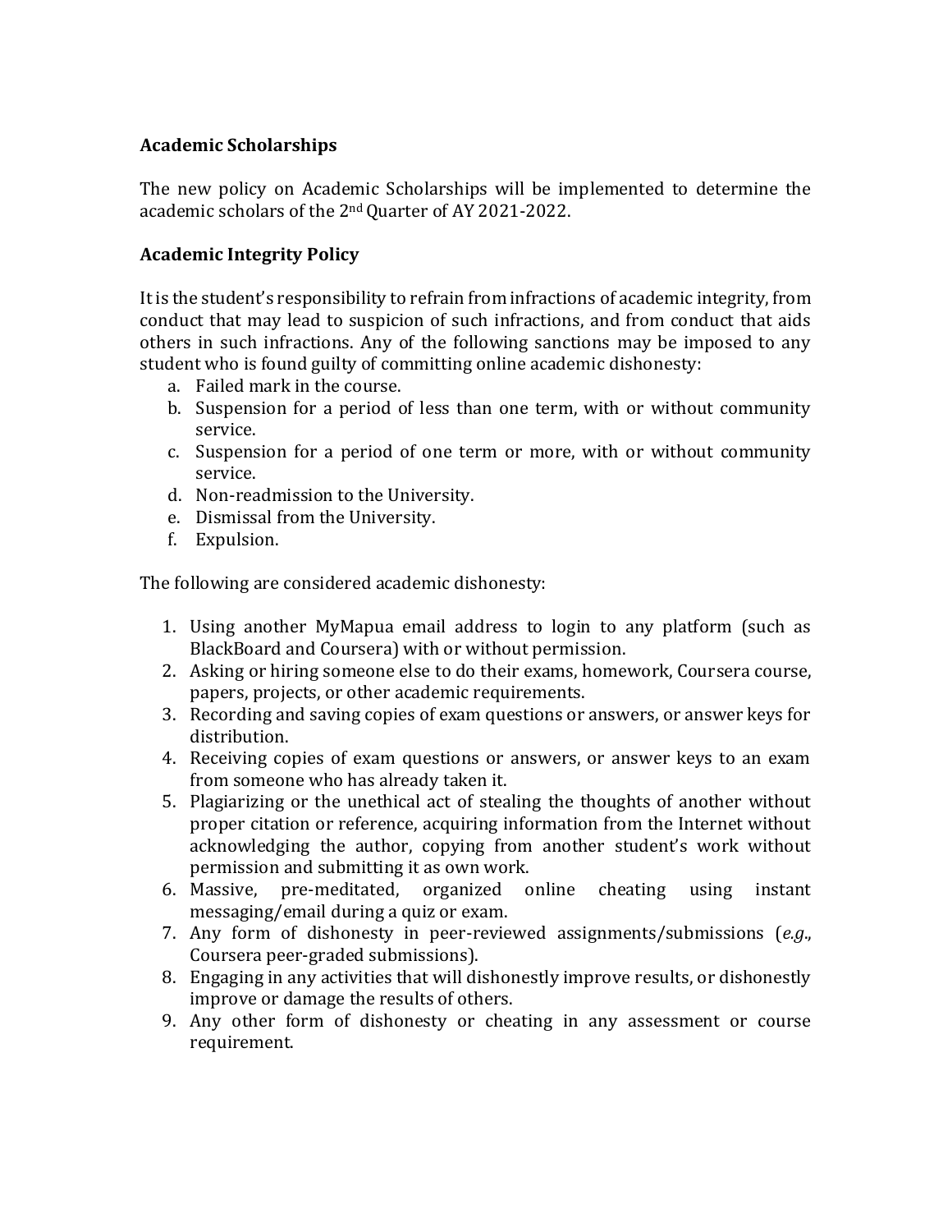### Academic Scholarships

The new policy on Academic Scholarships will be implemented to determine the academic scholars of the 2nd Quarter of AY 2021-2022.

### Academic Integrity Policy

It is the student's responsibility to refrain from infractions of academic integrity, from conduct that may lead to suspicion of such infractions, and from conduct that aids others in such infractions. Any of the following sanctions may be imposed to any student who is found guilty of committing online academic dishonesty:

a. Failed mark in the course.
b. Suspension for a period of less than one term, with or without community service.
c. Suspension for a period of one term or more, with or without community service.
d. Non-readmission to the University.
e. Dismissal from the University.
f. Expulsion.

The following are considered academic dishonesty:

1. Using another MyMapua email address to login to any platform (such as BlackBoard and Coursera) with or without permission.
2. Asking or hiring someone else to do their exams, homework, Coursera course, papers, projects, or other academic requirements.
3. Recording and saving copies of exam questions or answers, or answer keys for distribution.
4. Receiving copies of exam questions or answers, or answer keys to an exam from someone who has already taken it.
5. Plagiarizing or the unethical act of stealing the thoughts of another without proper citation or reference, acquiring information from the Internet without acknowledging the author, copying from another student's work without permission and submitting it as own work.
6. Massive, pre-meditated, organized online cheating using instant messaging/email during a quiz or exam.
7. Any form of dishonesty in peer-reviewed assignments/submissions (*e.g.*, Coursera peer-graded submissions).
8. Engaging in any activities that will dishonestly improve results, or dishonestly improve or damage the results of others.
9. Any other form of dishonesty or cheating in any assessment or course requirement.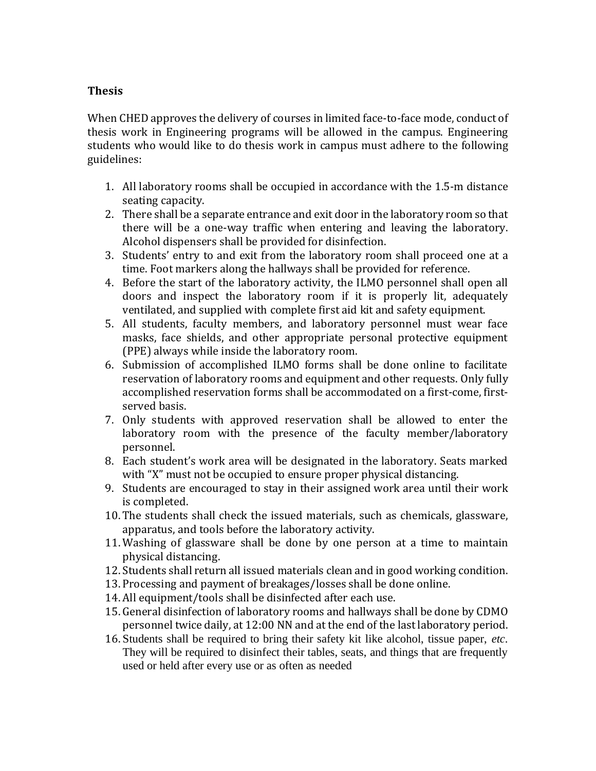**Thesis**

When CHED approves the delivery of courses in limited face-to-face mode, conduct of thesis work in Engineering programs will be allowed in the campus. Engineering students who would like to do thesis work in campus must adhere to the following guidelines:

1. All laboratory rooms shall be occupied in accordance with the 1.5-m distance seating capacity.
2. There shall be a separate entrance and exit door in the laboratory room so that there will be a one-way traffic when entering and leaving the laboratory. Alcohol dispensers shall be provided for disinfection.
3. Students' entry to and exit from the laboratory room shall proceed one at a time. Foot markers along the hallways shall be provided for reference.
4. Before the start of the laboratory activity, the ILMO personnel shall open all doors and inspect the laboratory room if it is properly lit, adequately ventilated, and supplied with complete first aid kit and safety equipment.
5. All students, faculty members, and laboratory personnel must wear face masks, face shields, and other appropriate personal protective equipment (PPE) always while inside the laboratory room.
6. Submission of accomplished ILMO forms shall be done online to facilitate reservation of laboratory rooms and equipment and other requests. Only fully accomplished reservation forms shall be accommodated on a first-come, first-served basis.
7. Only students with approved reservation shall be allowed to enter the laboratory room with the presence of the faculty member/laboratory personnel.
8. Each student's work area will be designated in the laboratory. Seats marked with "X" must not be occupied to ensure proper physical distancing.
9. Students are encouraged to stay in their assigned work area until their work is completed.
10. The students shall check the issued materials, such as chemicals, glassware, apparatus, and tools before the laboratory activity.
11. Washing of glassware shall be done by one person at a time to maintain physical distancing.
12. Students shall return all issued materials clean and in good working condition.
13. Processing and payment of breakages/losses shall be done online.
14. All equipment/tools shall be disinfected after each use.
15. General disinfection of laboratory rooms and hallways shall be done by CDMO personnel twice daily, at 12:00 NN and at the end of the last laboratory period.
16. Students shall be required to bring their safety kit like alcohol, tissue paper, *etc*. They will be required to disinfect their tables, seats, and things that are frequently used or held after every use or as often as needed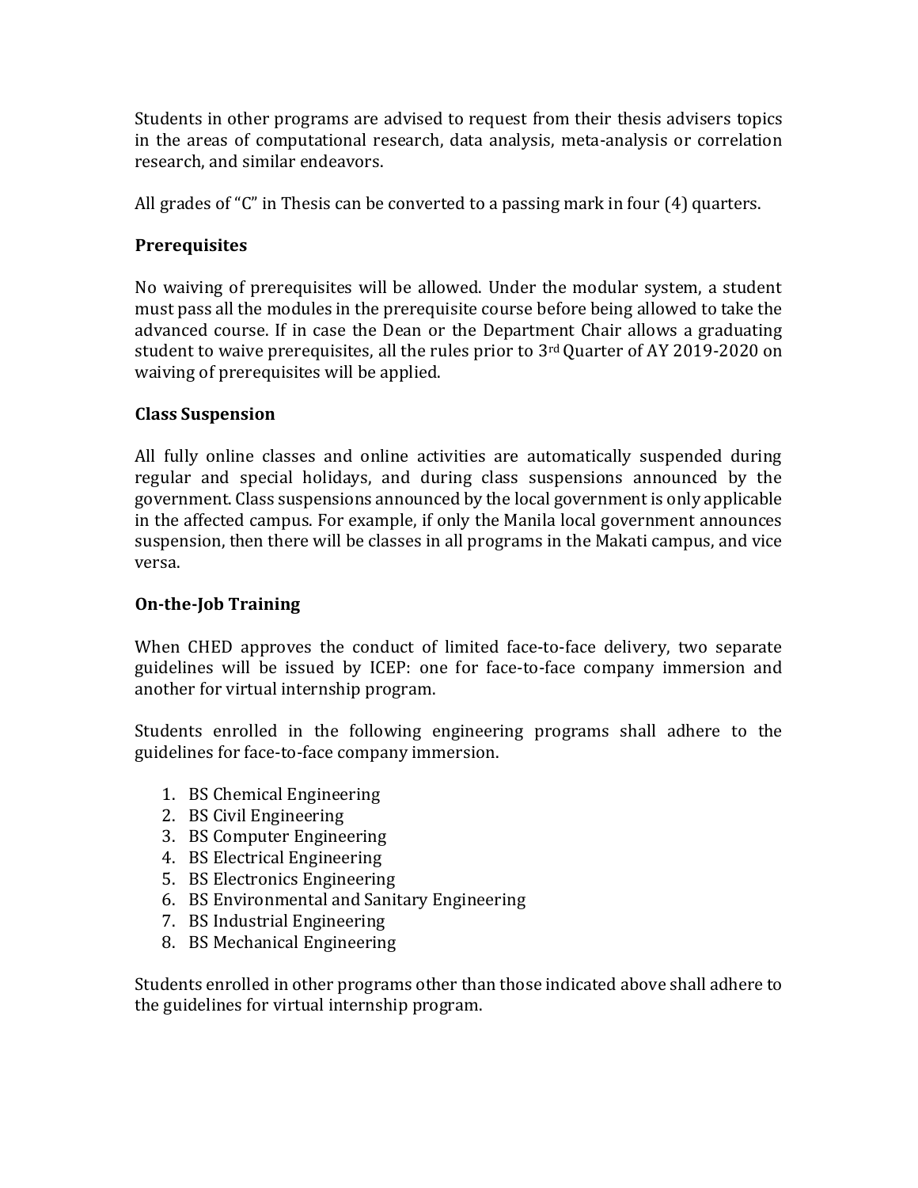Students in other programs are advised to request from their thesis advisers topics in the areas of computational research, data analysis, meta-analysis or correlation research, and similar endeavors.

All grades of "C" in Thesis can be converted to a passing mark in four (4) quarters.

**Prerequisites**

No waiving of prerequisites will be allowed. Under the modular system, a student must pass all the modules in the prerequisite course before being allowed to take the advanced course. If in case the Dean or the Department Chair allows a graduating student to waive prerequisites, all the rules prior to 3rd Quarter of AY 2019-2020 on waiving of prerequisites will be applied.

**Class Suspension**

All fully online classes and online activities are automatically suspended during regular and special holidays, and during class suspensions announced by the government. Class suspensions announced by the local government is only applicable in the affected campus. For example, if only the Manila local government announces suspension, then there will be classes in all programs in the Makati campus, and vice versa.

**On-the-Job Training**

When CHED approves the conduct of limited face-to-face delivery, two separate guidelines will be issued by ICEP: one for face-to-face company immersion and another for virtual internship program.

Students enrolled in the following engineering programs shall adhere to the guidelines for face-to-face company immersion.

1. BS Chemical Engineering
2. BS Civil Engineering
3. BS Computer Engineering
4. BS Electrical Engineering
5. BS Electronics Engineering
6. BS Environmental and Sanitary Engineering
7. BS Industrial Engineering
8. BS Mechanical Engineering

Students enrolled in other programs other than those indicated above shall adhere to the guidelines for virtual internship program.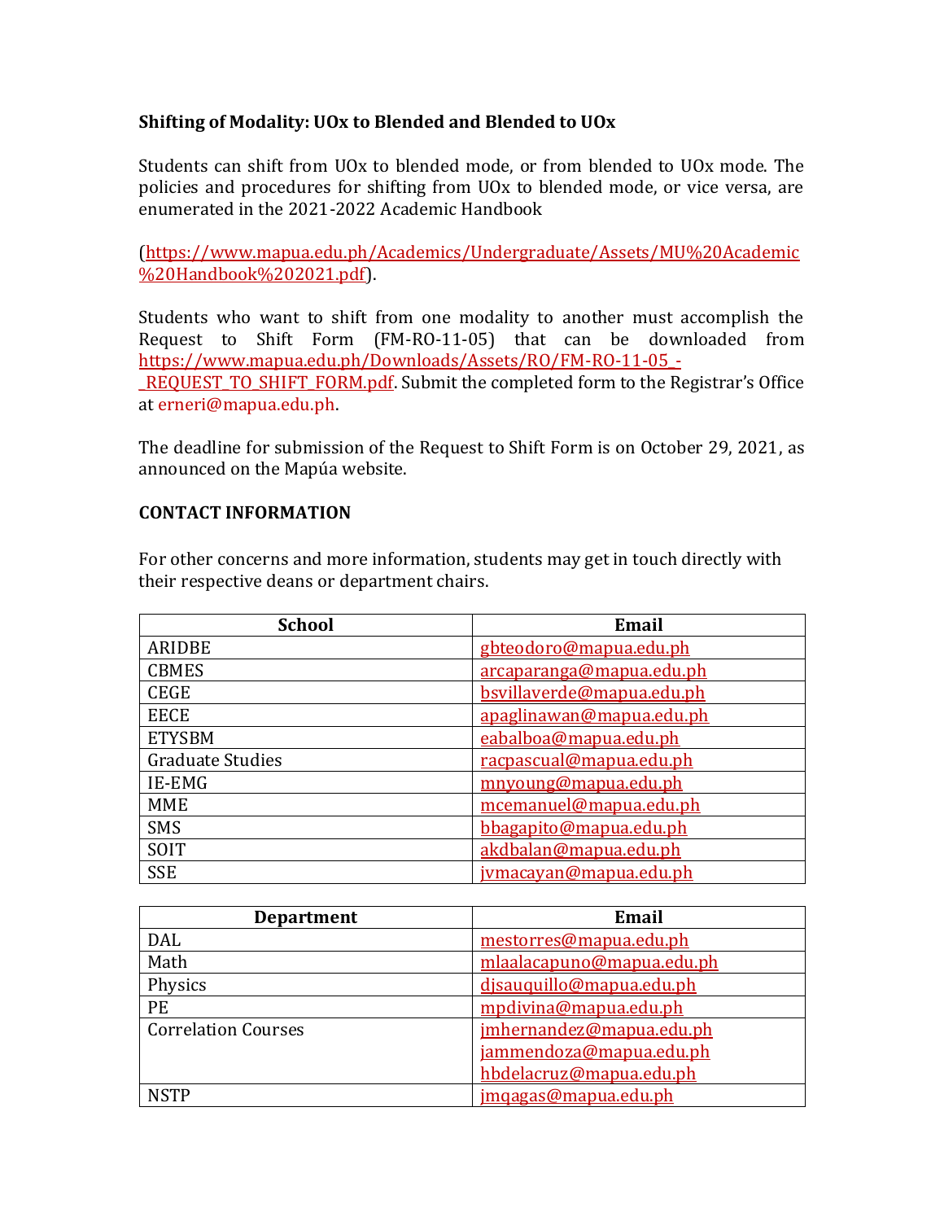**Shifting of Modality: UOx to Blended and Blended to UOx**

Students can shift from UOx to blended mode, or from blended to UOx mode. The policies and procedures for shifting from UOx to blended mode, or vice versa, are enumerated in the 2021-2022 Academic Handbook

(https://www.mapua.edu.ph/Academics/Undergraduate/Assets/MU%20Academic%20Handbook%202021.pdf).

Students who want to shift from one modality to another must accomplish the Request to Shift Form (FM-RO-11-05) that can be downloaded from https://www.mapua.edu.ph/Downloads/Assets/RO/FM-RO-11-05_-_REQUEST_TO_SHIFT_FORM.pdf. Submit the completed form to the Registrar's Office at erneri@mapua.edu.ph.

The deadline for submission of the Request to Shift Form is on October 29, 2021, as announced on the Mapúa website.

**CONTACT INFORMATION**

For other concerns and more information, students may get in touch directly with their respective deans or department chairs.

| School | Email |
|---|---|
| ARIDBE | gbteodoro@mapua.edu.ph |
| CBMES | arcaparanga@mapua.edu.ph |
| CEGE | bsvillaverde@mapua.edu.ph |
| EECE | apaglinawan@mapua.edu.ph |
| ETYSBM | eabalboa@mapua.edu.ph |
| Graduate Studies | racpascual@mapua.edu.ph |
| IE-EMG | mnyoung@mapua.edu.ph |
| MME | mcemanuel@mapua.edu.ph |
| SMS | bbagapito@mapua.edu.ph |
| SOIT | akdbalan@mapua.edu.ph |
| SSE | jvmacayan@mapua.edu.ph |

| Department | Email |
|---|---|
| DAL | mestorres@mapua.edu.ph |
| Math | mlaalacapuno@mapua.edu.ph |
| Physics | djsauquillo@mapua.edu.ph |
| PE | mpdivina@mapua.edu.ph |
| Correlation Courses | jmhernandez@mapua.edu.ph<br>jammendoza@mapua.edu.ph<br>hbdelacruz@mapua.edu.ph |
| NSTP | jmqagas@mapua.edu.ph |